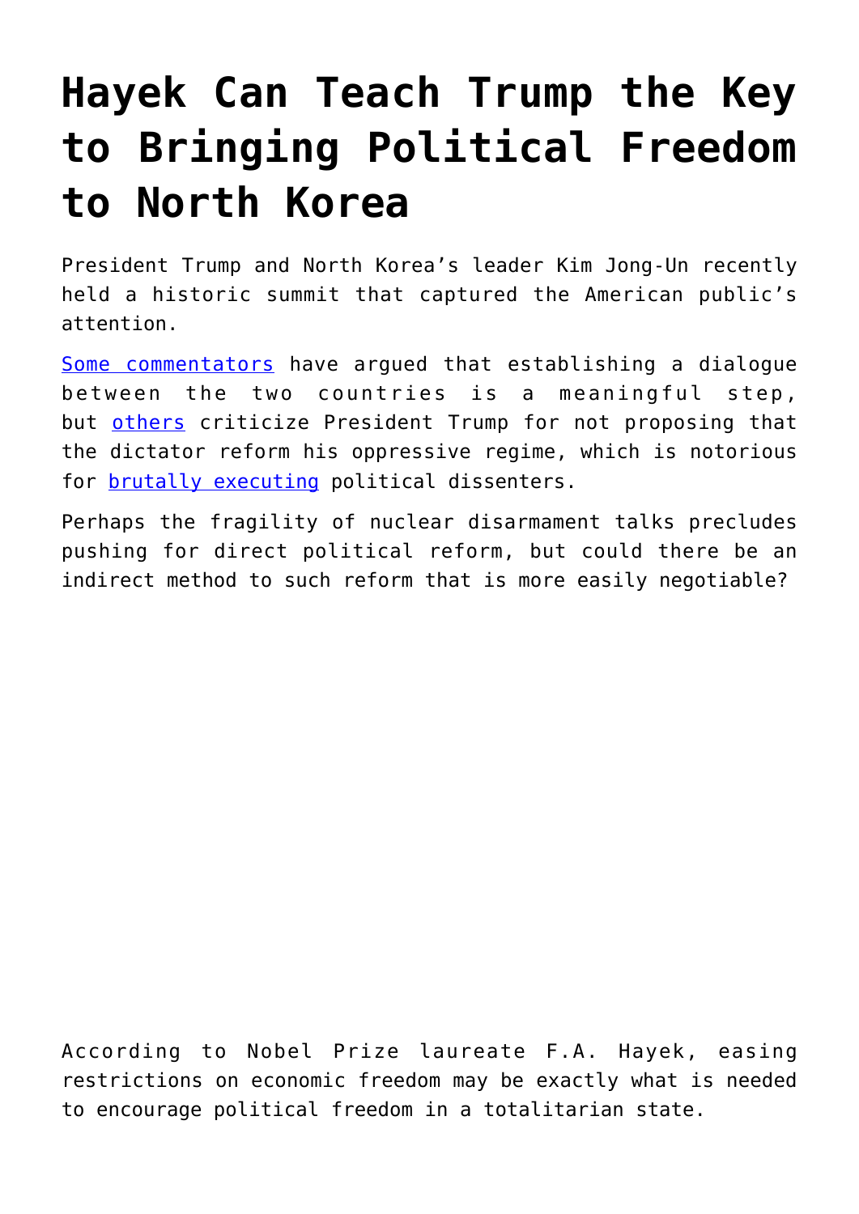# Hayek Can Teach Trump the Key to Bringing Political Freedom to North Korea

President Trump and North Korea's leader Kim Jong-Un recently held a historic summit that captured the American public's attention.

Some commentators have argued that establishing a dialogue between the two countries is a meaningful step, but others criticize President Trump for not proposing that the dictator reform his oppressive regime, which is notorious for brutally executing political dissenters.

Perhaps the fragility of nuclear disarmament talks precludes pushing for direct political reform, but could there be an indirect method to such reform that is more easily negotiable?

According to Nobel Prize laureate F.A. Hayek, easing restrictions on economic freedom may be exactly what is needed to encourage political freedom in a totalitarian state.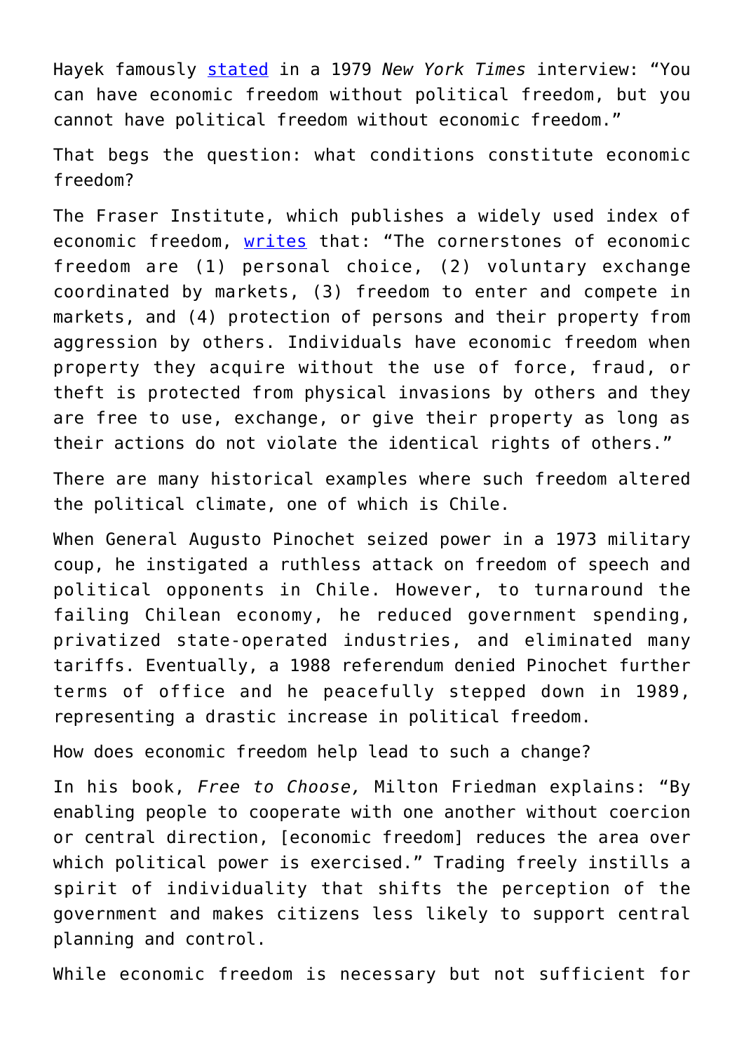Hayek famously [stated](#) in a 1979 *New York Times* interview: "You can have economic freedom without political freedom, but you cannot have political freedom without economic freedom."

That begs the question: what conditions constitute economic freedom?

The Fraser Institute, which publishes a widely used index of economic freedom, [writes](#) that: "The cornerstones of economic freedom are (1) personal choice, (2) voluntary exchange coordinated by markets, (3) freedom to enter and compete in markets, and (4) protection of persons and their property from aggression by others. Individuals have economic freedom when property they acquire without the use of force, fraud, or theft is protected from physical invasions by others and they are free to use, exchange, or give their property as long as their actions do not violate the identical rights of others."

There are many historical examples where such freedom altered the political climate, one of which is Chile.

When General Augusto Pinochet seized power in a 1973 military coup, he instigated a ruthless attack on freedom of speech and political opponents in Chile. However, to turnaround the failing Chilean economy, he reduced government spending, privatized state-operated industries, and eliminated many tariffs. Eventually, a 1988 referendum denied Pinochet further terms of office and he peacefully stepped down in 1989, representing a drastic increase in political freedom.

How does economic freedom help lead to such a change?

In his book, *Free to Choose,* Milton Friedman explains: "By enabling people to cooperate with one another without coercion or central direction, [economic freedom] reduces the area over which political power is exercised." Trading freely instills a spirit of individuality that shifts the perception of the government and makes citizens less likely to support central planning and control.

While economic freedom is necessary but not sufficient for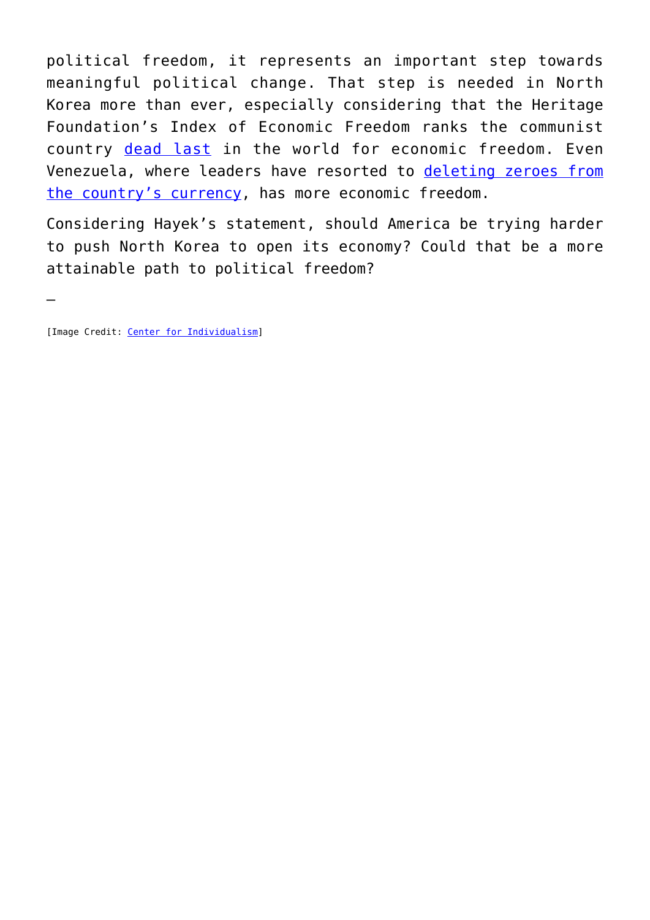political freedom, it represents an important step towards meaningful political change. That step is needed in North Korea more than ever, especially considering that the Heritage Foundation's Index of Economic Freedom ranks the communist country dead last in the world for economic freedom. Even Venezuela, where leaders have resorted to deleting zeroes from the country's currency, has more economic freedom.

Considering Hayek's statement, should America be trying harder to push North Korea to open its economy? Could that be a more attainable path to political freedom?

—

[Image Credit: Center for Individualism]